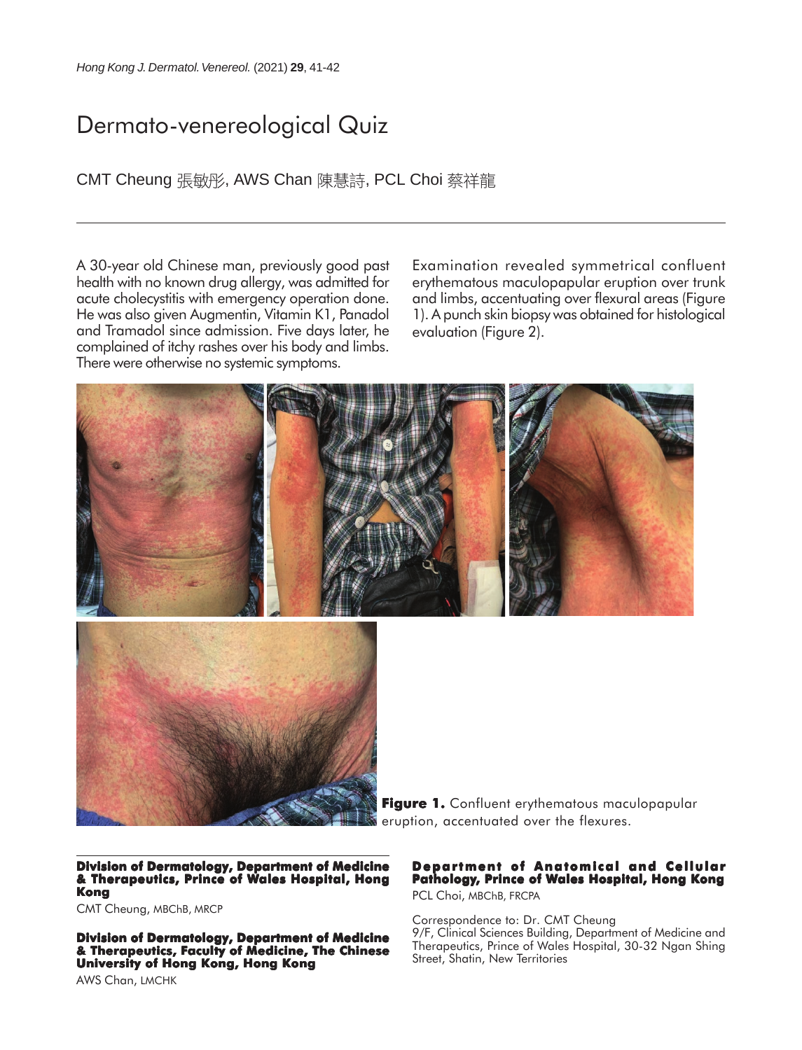# Dermato-venereological Quiz

CMT Cheung 張敏彤, AWS Chan 陳慧詩, PCL Choi 蔡祥龍

---

A 30-year old Chinese man, previously good past health with no known drug allergy, was admitted for acute cholecystitis with emergency operation done. He was also given Augmentin, Vitamin K1, Panadol and Tramadol since admission. Five days later, he complained of itchy rashes over his body and limbs. There were otherwise no systemic symptoms.

Examination revealed symmetrical confluent erythematous maculopapular eruption over trunk and limbs, accentuating over flexural areas (Figure 1). A punch skin biopsy was obtained for histological evaluation (Figure 2).

**Figure 1.** Confluent erythematous maculopapular eruption, accentuated over the flexures.

**Division of Dermatology, Department of Medicine & Therapeutics, Prince of Wales Hospital, Hong Kong**

CMT Cheung, MBChB, MRCP

**Division of Dermatology, Department of Medicine & Therapeutics, Faculty of Medicine, The Chinese University of Hong Kong, Hong Kong**

AWS Chan, LMCHK

**Department of Anatomical and Cellular Pathology, Prince of Wales Hospital, Hong Kong**

PCL Choi, MBChB, FRCPA

Correspondence to: Dr. CMT Cheung
9/F, Clinical Sciences Building, Department of Medicine and Therapeutics, Prince of Wales Hospital, 30-32 Ngan Shing Street, Shatin, New Territories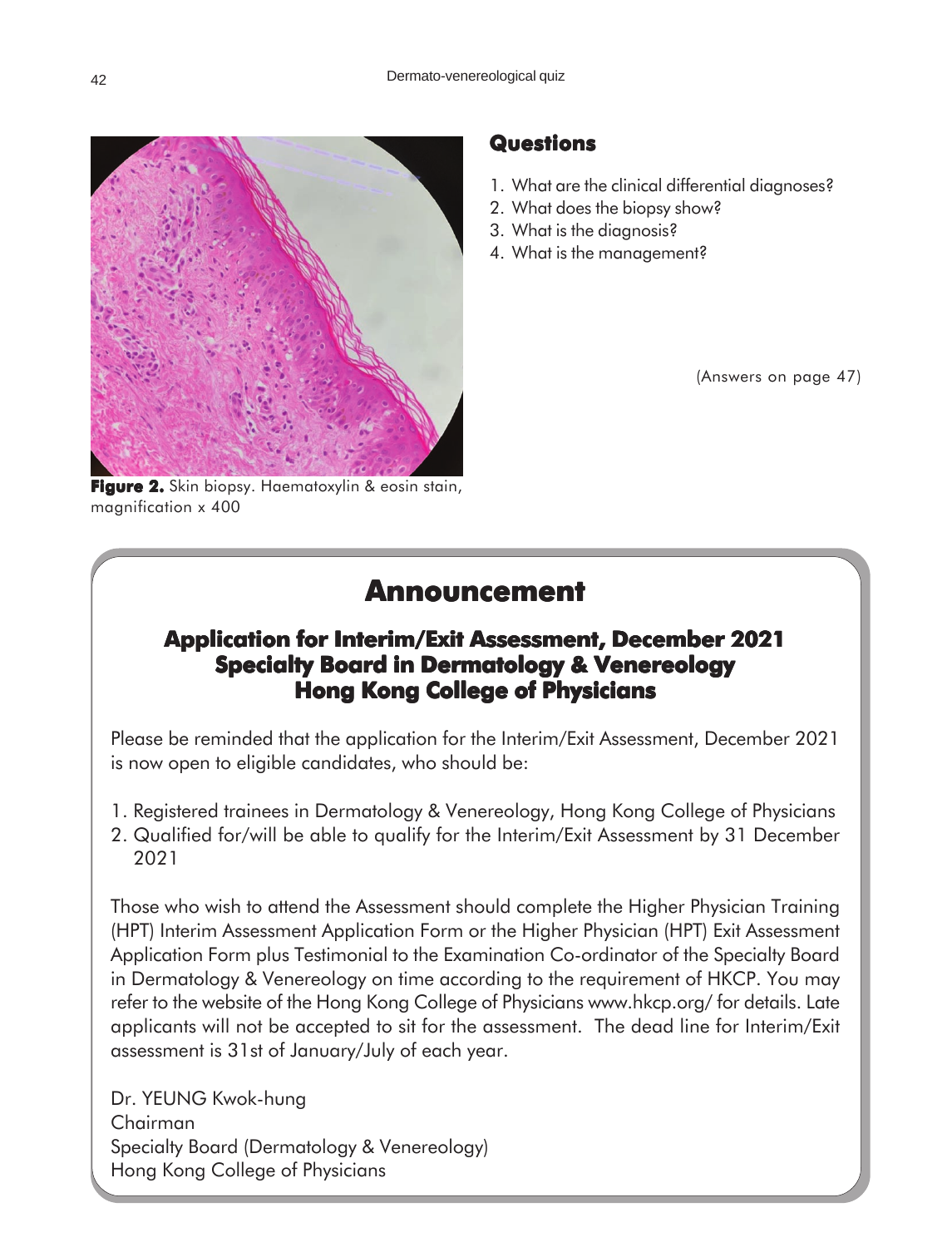Figure 2. Skin biopsy. Haematoxylin & eosin stain, magnification x 400

## Questions

1. What are the clinical differential diagnoses?
2. What does the biopsy show?
3. What is the diagnosis?
4. What is the management?

(Answers on page 47)

# Announcement

## Application for Interim/Exit Assessment, December 2021
## Specialty Board in Dermatology & Venereology
## Hong Kong College of Physicians

Please be reminded that the application for the Interim/Exit Assessment, December 2021 is now open to eligible candidates, who should be:

1. Registered trainees in Dermatology & Venereology, Hong Kong College of Physicians
2. Qualified for/will be able to qualify for the Interim/Exit Assessment by 31 December 2021

Those who wish to attend the Assessment should complete the Higher Physician Training (HPT) Interim Assessment Application Form or the Higher Physician (HPT) Exit Assessment Application Form plus Testimonial to the Examination Co-ordinator of the Specialty Board in Dermatology & Venereology on time according to the requirement of HKCP. You may refer to the website of the Hong Kong College of Physicians www.hkcp.org/ for details. Late applicants will not be accepted to sit for the assessment. The dead line for Interim/Exit assessment is 31st of January/July of each year.

Dr. YEUNG Kwok-hung
Chairman
Specialty Board (Dermatology & Venereology)
Hong Kong College of Physicians